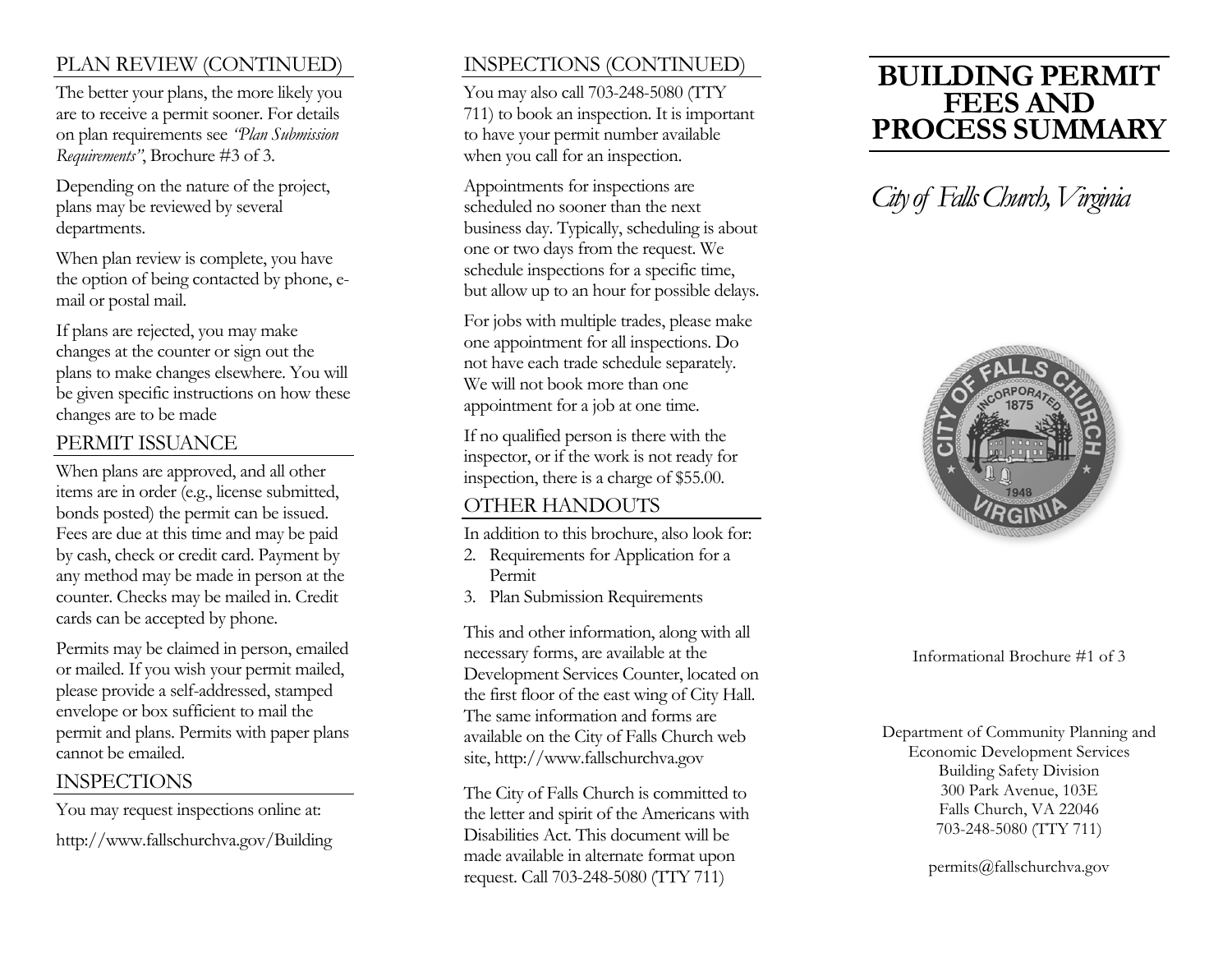## PLAN REVIEW (CONTINUED)

The better your plans, the more likely you are to receive a permit sooner. For details on plan requirements see *"Plan Submission Requirements"*, Brochure #3 of 3.

Depending on the nature of the project, plans may be reviewed by several departments.

When plan review is complete, you have the option of being contacted by phone, e-mail or postal mail.

If plans are rejected, you may make changes at the counter or sign out the plans to make changes elsewhere. You will be given specific instructions on how these changes are to be made

## PERMIT ISSUANCE

When plans are approved, and all other items are in order (e.g., license submitted, bonds posted) the permit can be issued. Fees are due at this time and may be paid by cash, check or credit card. Payment by any method may be made in person at the counter. Checks may be mailed in. Credit cards can be accepted by phone.

Permits may be claimed in person, emailed or mailed. If you wish your permit mailed, please provide a self-addressed, stamped envelope or box sufficient to mail the permit and plans. Permits with paper plans cannot be emailed.

## INSPECTIONS

You may request inspections online at:

http://www.fallschurchva.gov/Building

## INSPECTIONS (CONTINUED)

You may also call 703-248-5080 (TTY 711) to book an inspection. It is important to have your permit number available when you call for an inspection.

Appointments for inspections are scheduled no sooner than the next business day. Typically, scheduling is about one or two days from the request. We schedule inspections for a specific time, but allow up to an hour for possible delays.

For jobs with multiple trades, please make one appointment for all inspections. Do not have each trade schedule separately. We will not book more than one appointment for a job at one time.

If no qualified person is there with the inspector, or if the work is not ready for inspection, there is a charge of $55.00.

## OTHER HANDOUTS

In addition to this brochure, also look for:

2. Requirements for Application for a Permit
3. Plan Submission Requirements

This and other information, along with all necessary forms, are available at the Development Services Counter, located on the first floor of the east wing of City Hall. The same information and forms are available on the City of Falls Church web site, http://www.fallschurchva.gov

The City of Falls Church is committed to the letter and spirit of the Americans with Disabilities Act. This document will be made available in alternate format upon request. Call 703-248-5080 (TTY 711)

# BUILDING PERMIT FEES AND PROCESS SUMMARY

*City of Falls Church, Virginia*

CITY OF FALLS CHURCH · INCORPORATED 1875 · 1948 · VIRGINIA

Informational Brochure #1 of 3

Department of Community Planning and Economic Development Services
Building Safety Division
300 Park Avenue, 103E
Falls Church, VA 22046
703-248-5080 (TTY 711)

permits@fallschurchva.gov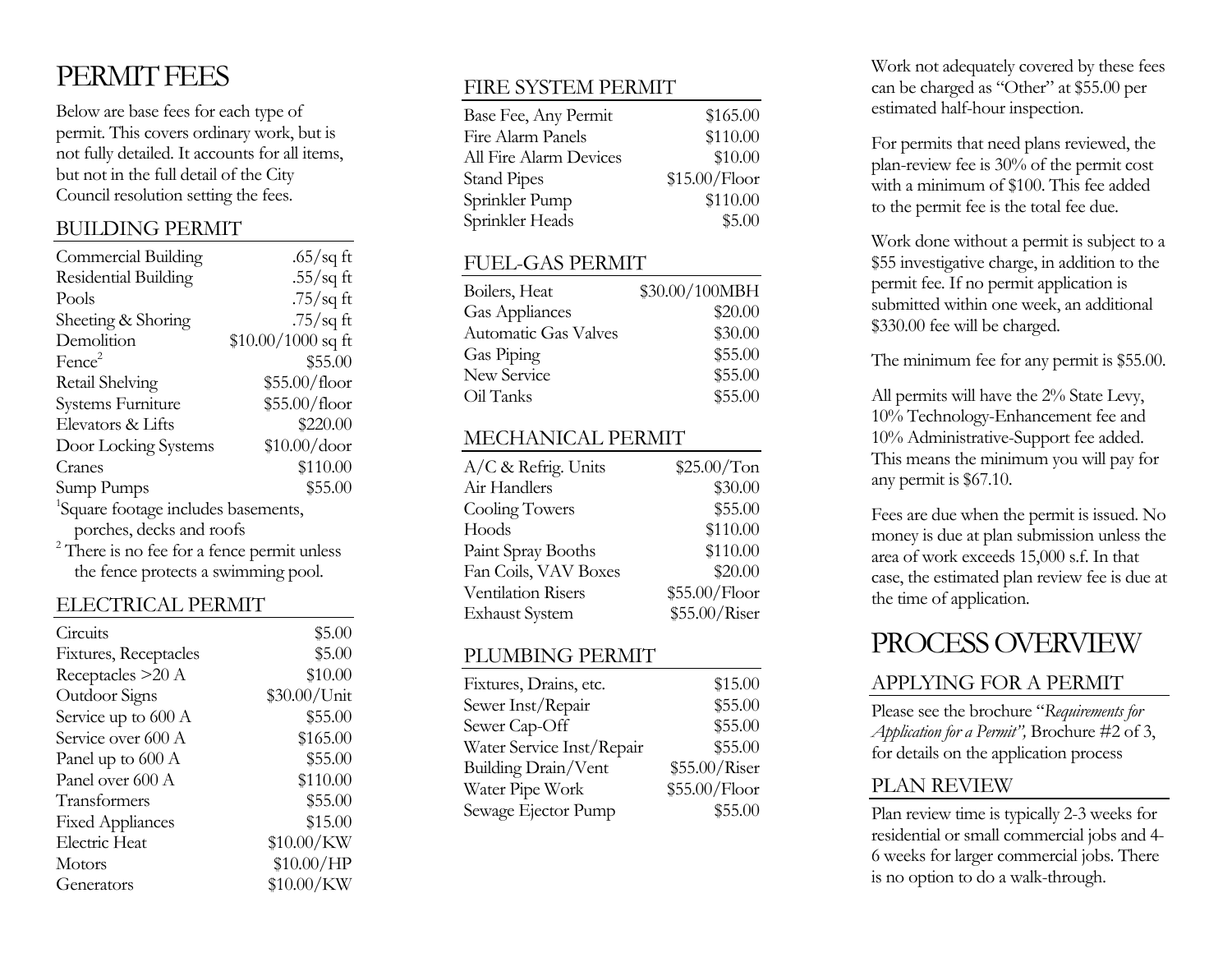# PERMIT FEES

Below are base fees for each type of permit. This covers ordinary work, but is not fully detailed. It accounts for all items, but not in the full detail of the City Council resolution setting the fees.

## BUILDING PERMIT

| | |
|---|---|
| Commercial Building | .65/sq ft |
| Residential Building | .55/sq ft |
| Pools | .75/sq ft |
| Sheeting & Shoring | .75/sq ft |
| Demolition | $10.00/1000 sq ft |
| Fence[2] | $55.00 |
| Retail Shelving | $55.00/floor |
| Systems Furniture | $55.00/floor |
| Elevators & Lifts | $220.00 |
| Door Locking Systems | $10.00/door |
| Cranes | $110.00 |
| Sump Pumps | $55.00 |

[1]Square footage includes basements, porches, decks and roofs

[2] There is no fee for a fence permit unless the fence protects a swimming pool.

## ELECTRICAL PERMIT

| | |
|---|---|
| Circuits | $5.00 |
| Fixtures, Receptacles | $5.00 |
| Receptacles >20 A | $10.00 |
| Outdoor Signs | $30.00/Unit |
| Service up to 600 A | $55.00 |
| Service over 600 A | $165.00 |
| Panel up to 600 A | $55.00 |
| Panel over 600 A | $110.00 |
| Transformers | $55.00 |
| Fixed Appliances | $15.00 |
| Electric Heat | $10.00/KW |
| Motors | $10.00/HP |
| Generators | $10.00/KW |

## FIRE SYSTEM PERMIT

| | |
|---|---|
| Base Fee, Any Permit | $165.00 |
| Fire Alarm Panels | $110.00 |
| All Fire Alarm Devices | $10.00 |
| Stand Pipes | $15.00/Floor |
| Sprinkler Pump | $110.00 |
| Sprinkler Heads | $5.00 |

## FUEL-GAS PERMIT

| | |
|---|---|
| Boilers, Heat | $30.00/100MBH |
| Gas Appliances | $20.00 |
| Automatic Gas Valves | $30.00 |
| Gas Piping | $55.00 |
| New Service | $55.00 |
| Oil Tanks | $55.00 |

## MECHANICAL PERMIT

| | |
|---|---|
| A/C & Refrig. Units | $25.00/Ton |
| Air Handlers | $30.00 |
| Cooling Towers | $55.00 |
| Hoods | $110.00 |
| Paint Spray Booths | $110.00 |
| Fan Coils, VAV Boxes | $20.00 |
| Ventilation Risers | $55.00/Floor |
| Exhaust System | $55.00/Riser |

## PLUMBING PERMIT

| | |
|---|---|
| Fixtures, Drains, etc. | $15.00 |
| Sewer Inst/Repair | $55.00 |
| Sewer Cap-Off | $55.00 |
| Water Service Inst/Repair | $55.00 |
| Building Drain/Vent | $55.00/Riser |
| Water Pipe Work | $55.00/Floor |
| Sewage Ejector Pump | $55.00 |

Work not adequately covered by these fees can be charged as "Other" at $55.00 per estimated half-hour inspection.

For permits that need plans reviewed, the plan-review fee is 30% of the permit cost with a minimum of $100. This fee added to the permit fee is the total fee due.

Work done without a permit is subject to a $55 investigative charge, in addition to the permit fee. If no permit application is submitted within one week, an additional $330.00 fee will be charged.

The minimum fee for any permit is $55.00.

All permits will have the 2% State Levy, 10% Technology-Enhancement fee and 10% Administrative-Support fee added. This means the minimum you will pay for any permit is $67.10.

Fees are due when the permit is issued. No money is due at plan submission unless the area of work exceeds 15,000 s.f. In that case, the estimated plan review fee is due at the time of application.

# PROCESS OVERVIEW

## APPLYING FOR A PERMIT

Please see the brochure "*Requirements for Application for a Permit",* Brochure #2 of 3, for details on the application process

## PLAN REVIEW

Plan review time is typically 2-3 weeks for residential or small commercial jobs and 4-6 weeks for larger commercial jobs. There is no option to do a walk-through.